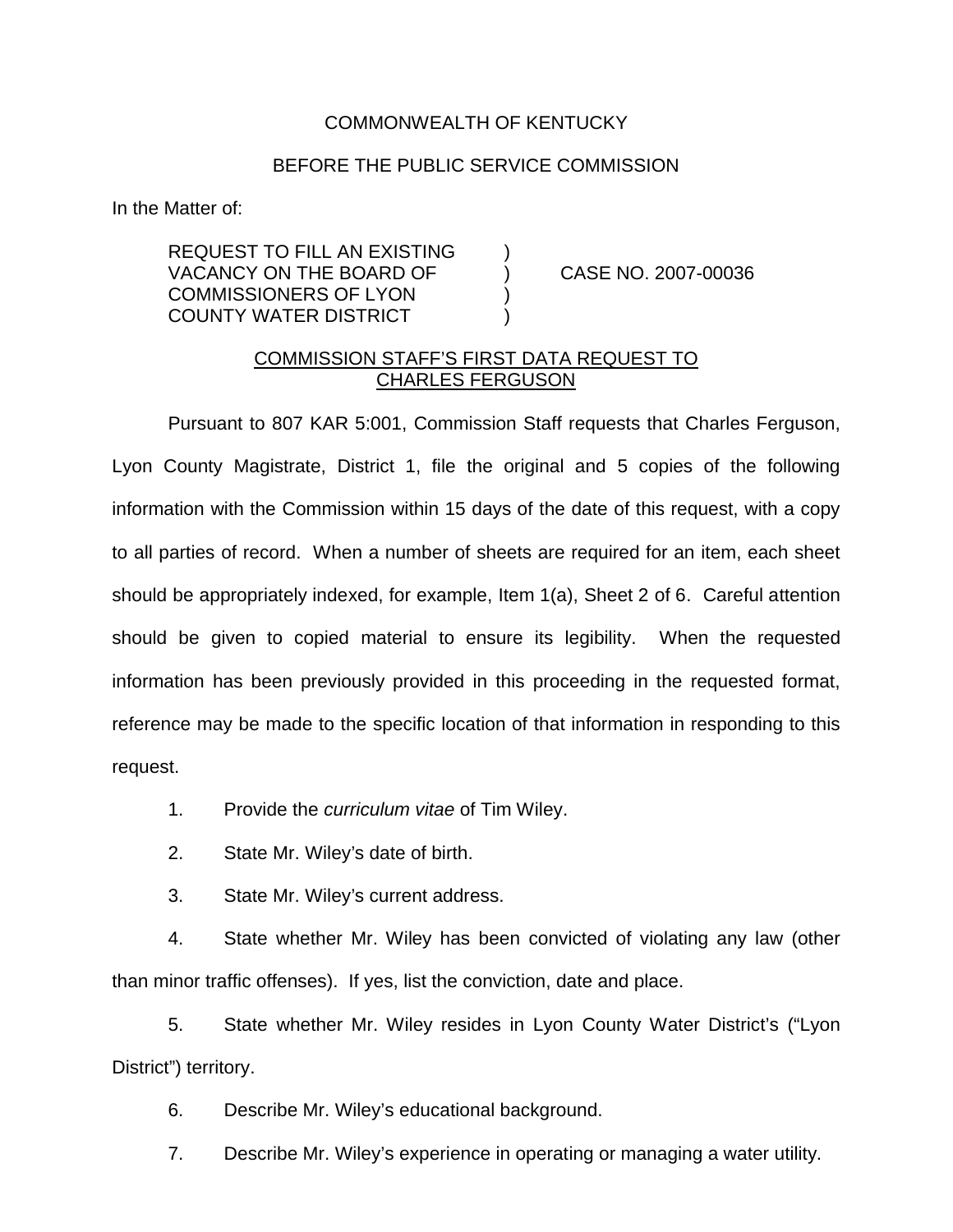COMMONWEALTH OF KENTUCKY

BEFORE THE PUBLIC SERVICE COMMISSION

In the Matter of:

| | | |
|---|---|---|
| REQUEST TO FILL AN EXISTING VACANCY ON THE BOARD OF COMMISSIONERS OF LYON COUNTY WATER DISTRICT | ) ) ) ) | CASE NO. 2007-00036 |

COMMISSION STAFF'S FIRST DATA REQUEST TO CHARLES FERGUSON

Pursuant to 807 KAR 5:001, Commission Staff requests that Charles Ferguson, Lyon County Magistrate, District 1, file the original and 5 copies of the following information with the Commission within 15 days of the date of this request, with a copy to all parties of record. When a number of sheets are required for an item, each sheet should be appropriately indexed, for example, Item 1(a), Sheet 2 of 6. Careful attention should be given to copied material to ensure its legibility. When the requested information has been previously provided in this proceeding in the requested format, reference may be made to the specific location of that information in responding to this request.

1. Provide the *curriculum vitae* of Tim Wiley.

2. State Mr. Wiley's date of birth.

3. State Mr. Wiley's current address.

4. State whether Mr. Wiley has been convicted of violating any law (other than minor traffic offenses). If yes, list the conviction, date and place.

5. State whether Mr. Wiley resides in Lyon County Water District's ("Lyon District") territory.

6. Describe Mr. Wiley's educational background.

7. Describe Mr. Wiley's experience in operating or managing a water utility.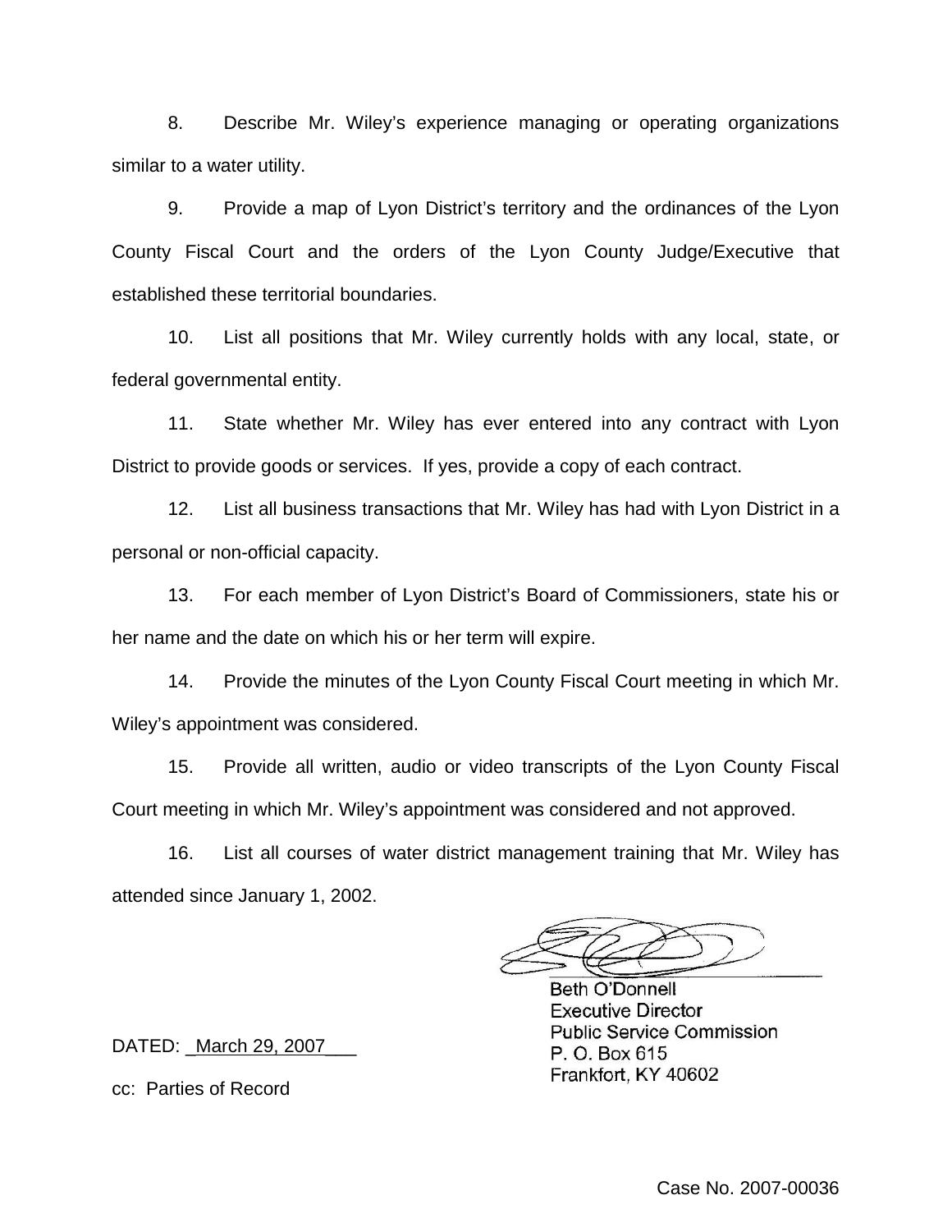8. Describe Mr. Wiley's experience managing or operating organizations similar to a water utility.

9. Provide a map of Lyon District's territory and the ordinances of the Lyon County Fiscal Court and the orders of the Lyon County Judge/Executive that established these territorial boundaries.

10. List all positions that Mr. Wiley currently holds with any local, state, or federal governmental entity.

11. State whether Mr. Wiley has ever entered into any contract with Lyon District to provide goods or services. If yes, provide a copy of each contract.

12. List all business transactions that Mr. Wiley has had with Lyon District in a personal or non-official capacity.

13. For each member of Lyon District's Board of Commissioners, state his or her name and the date on which his or her term will expire.

14. Provide the minutes of the Lyon County Fiscal Court meeting in which Mr. Wiley's appointment was considered.

15. Provide all written, audio or video transcripts of the Lyon County Fiscal Court meeting in which Mr. Wiley's appointment was considered and not approved.

16. List all courses of water district management training that Mr. Wiley has attended since January 1, 2002.

Beth O'Donnell
Executive Director
Public Service Commission
P. O. Box 615
Frankfort, KY 40602

DATED: March 29, 2007

cc: Parties of Record

Case No. 2007-00036